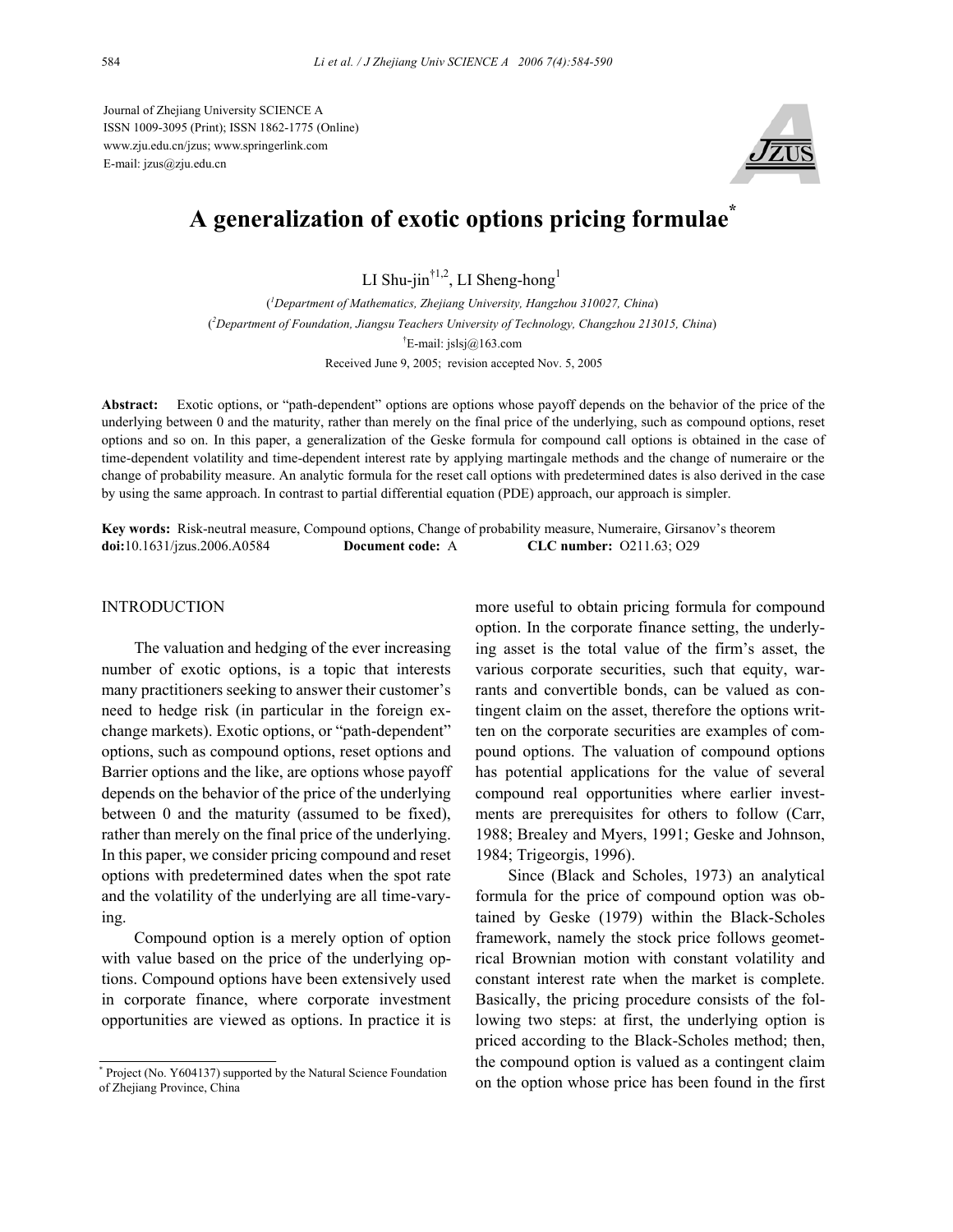Journal of Zhejiang University SCIENCE A
ISSN 1009-3095 (Print); ISSN 1862-1775 (Online)
www.zju.edu.cn/jzus; www.springerlink.com
E-mail: jzus@zju.edu.cn

# A generalization of exotic options pricing formulae*

LI Shu-jin[†1,2], LI Sheng-hong[1]

([1]*Department of Mathematics, Zhejiang University, Hangzhou 310027, China*)
([2]*Department of Foundation, Jiangsu Teachers University of Technology, Changzhou 213015, China*)
[†]E-mail: jslsj@163.com

Received June 9, 2005; revision accepted Nov. 5, 2005

**Abstract:** Exotic options, or "path-dependent" options are options whose payoff depends on the behavior of the price of the underlying between 0 and the maturity, rather than merely on the final price of the underlying, such as compound options, reset options and so on. In this paper, a generalization of the Geske formula for compound call options is obtained in the case of time-dependent volatility and time-dependent interest rate by applying martingale methods and the change of numeraire or the change of probability measure. An analytic formula for the reset call options with predetermined dates is also derived in the case by using the same approach. In contrast to partial differential equation (PDE) approach, our approach is simpler.

**Key words:** Risk-neutral measure, Compound options, Change of probability measure, Numeraire, Girsanov's theorem
**doi:**10.1631/jzus.2006.A0584 **Document code:** A **CLC number:** O211.63; O29

## INTRODUCTION

The valuation and hedging of the ever increasing number of exotic options, is a topic that interests many practitioners seeking to answer their customer's need to hedge risk (in particular in the foreign exchange markets). Exotic options, or "path-dependent" options, such as compound options, reset options and Barrier options and the like, are options whose payoff depends on the behavior of the price of the underlying between 0 and the maturity (assumed to be fixed), rather than merely on the final price of the underlying. In this paper, we consider pricing compound and reset options with predetermined dates when the spot rate and the volatility of the underlying are all time-varying.

Compound option is a merely option of option with value based on the price of the underlying options. Compound options have been extensively used in corporate finance, where corporate investment opportunities are viewed as options. In practice it is more useful to obtain pricing formula for compound option. In the corporate finance setting, the underlying asset is the total value of the firm's asset, the various corporate securities, such that equity, warrants and convertible bonds, can be valued as contingent claim on the asset, therefore the options written on the corporate securities are examples of compound options. The valuation of compound options has potential applications for the value of several compound real opportunities where earlier investments are prerequisites for others to follow (Carr, 1988; Brealey and Myers, 1991; Geske and Johnson, 1984; Trigeorgis, 1996).

Since (Black and Scholes, 1973) an analytical formula for the price of compound option was obtained by Geske (1979) within the Black-Scholes framework, namely the stock price follows geometrical Brownian motion with constant volatility and constant interest rate when the market is complete. Basically, the pricing procedure consists of the following two steps: at first, the underlying option is priced according to the Black-Scholes method; then, the compound option is valued as a contingent claim on the option whose price has been found in the first

* Project (No. Y604137) supported by the Natural Science Foundation of Zhejiang Province, China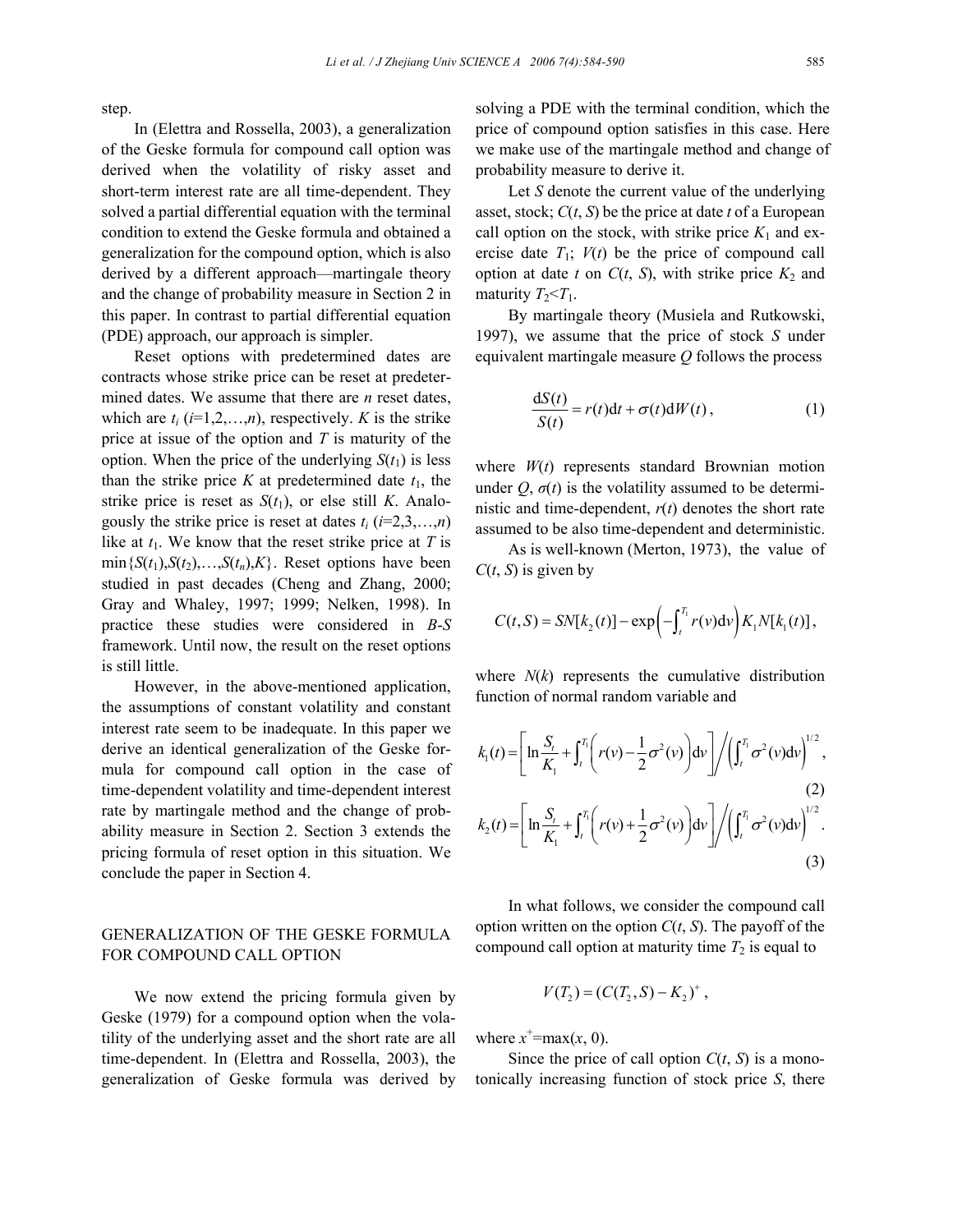step.

In (Elettra and Rossella, 2003), a generalization of the Geske formula for compound call option was derived when the volatility of risky asset and short-term interest rate are all time-dependent. They solved a partial differential equation with the terminal condition to extend the Geske formula and obtained a generalization for the compound option, which is also derived by a different approach—martingale theory and the change of probability measure in Section 2 in this paper. In contrast to partial differential equation (PDE) approach, our approach is simpler.

Reset options with predetermined dates are contracts whose strike price can be reset at predetermined dates. We assume that there are $n$ reset dates, which are $t_i$ ($i$=1,2,…,$n$), respectively. $K$ is the strike price at issue of the option and $T$ is maturity of the option. When the price of the underlying $S(t_1)$ is less than the strike price $K$ at predetermined date $t_1$, the strike price is reset as $S(t_1)$, or else still $K$. Analogously the strike price is reset at dates $t_i$ ($i$=2,3,…,$n$) like at $t_1$. We know that the reset strike price at $T$ is $\min\{S(t_1),S(t_2),\ldots,S(t_n),K\}$. Reset options have been studied in past decades (Cheng and Zhang, 2000; Gray and Whaley, 1997; 1999; Nelken, 1998). In practice these studies were considered in $B$-$S$ framework. Until now, the result on the reset options is still little.

However, in the above-mentioned application, the assumptions of constant volatility and constant interest rate seem to be inadequate. In this paper we derive an identical generalization of the Geske formula for compound call option in the case of time-dependent volatility and time-dependent interest rate by martingale method and the change of probability measure in Section 2. Section 3 extends the pricing formula of reset option in this situation. We conclude the paper in Section 4.

## GENERALIZATION OF THE GESKE FORMULA FOR COMPOUND CALL OPTION

We now extend the pricing formula given by Geske (1979) for a compound option when the volatility of the underlying asset and the short rate are all time-dependent. In (Elettra and Rossella, 2003), the generalization of Geske formula was derived by solving a PDE with the terminal condition, which the price of compound option satisfies in this case. Here we make use of the martingale method and change of probability measure to derive it.

Let $S$ denote the current value of the underlying asset, stock; $C(t, S)$ be the price at date $t$ of a European call option on the stock, with strike price $K_1$ and exercise date $T_1$; $V(t)$ be the price of compound call option at date $t$ on $C(t, S)$, with strike price $K_2$ and maturity $T_2<T_1$.

By martingale theory (Musiela and Rutkowski, 1997), we assume that the price of stock $S$ under equivalent martingale measure $Q$ follows the process

$$\frac{\mathrm{d}S(t)}{S(t)} = r(t)\mathrm{d}t + \sigma(t)\mathrm{d}W(t), \tag{1}$$

where $W(t)$ represents standard Brownian motion under $Q$, $\sigma(t)$ is the volatility assumed to be deterministic and time-dependent, $r(t)$ denotes the short rate assumed to be also time-dependent and deterministic.

As is well-known (Merton, 1973), the value of $C(t, S)$ is given by

$$C(t,S) = SN[k_2(t)] - \exp\left(-\int_t^{T_1} r(v)\mathrm{d}v\right) K_1 N[k_1(t)],$$

where $N(k)$ represents the cumulative distribution function of normal random variable and

$$k_1(t) = \left[\ln\frac{S_t}{K_1} + \int_t^{T_1}\left(r(v) - \frac{1}{2}\sigma^2(v)\right)\mathrm{d}v\right] \Big/ \left(\int_t^{T_1}\sigma^2(v)\mathrm{d}v\right)^{1/2}, \tag{2}$$

$$k_2(t) = \left[\ln\frac{S_t}{K_1} + \int_t^{T_1}\left(r(v) + \frac{1}{2}\sigma^2(v)\right)\mathrm{d}v\right] \Big/ \left(\int_t^{T_1}\sigma^2(v)\mathrm{d}v\right)^{1/2}. \tag{3}$$

In what follows, we consider the compound call option written on the option $C(t, S)$. The payoff of the compound call option at maturity time $T_2$ is equal to

$$V(T_2) = (C(T_2, S) - K_2)^+,$$

where $x^+=\max(x, 0)$.

Since the price of call option $C(t, S)$ is a monotonically increasing function of stock price $S$, there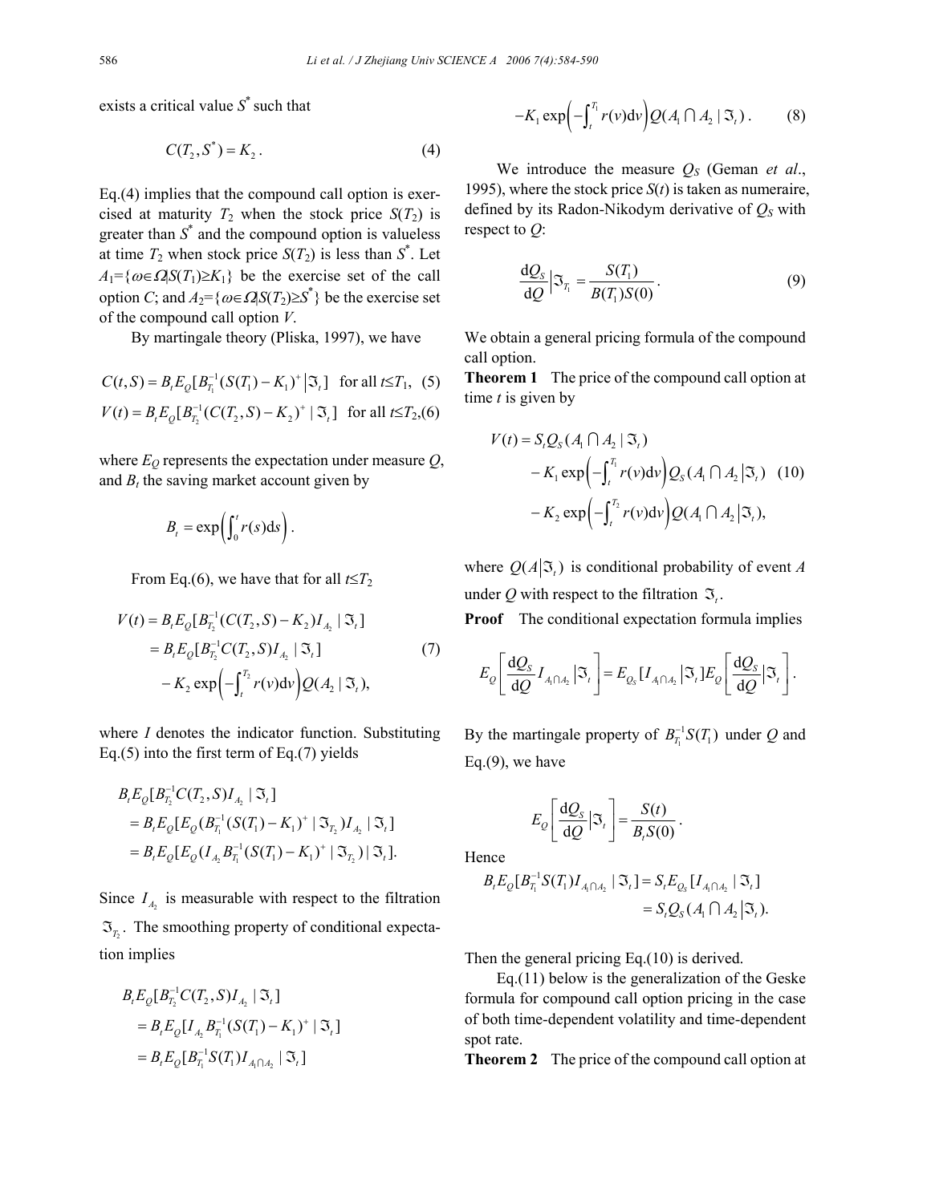exists a critical value $S^*$ such that

$$C(T_2, S^*) = K_2. \tag{4}$$

Eq.(4) implies that the compound call option is exercised at maturity $T_2$ when the stock price $S(T_2)$ is greater than $S^*$ and the compound option is valueless at time $T_2$ when stock price $S(T_2)$ is less than $S^*$. Let $A_1=\{\omega\in\Omega|S(T_1)\geq K_1\}$ be the exercise set of the call option $C$; and $A_2=\{\omega\in\Omega|S(T_2)\geq S^*\}$ be the exercise set of the compound call option $V$.

By martingale theory (Pliska, 1997), we have

$$C(t,S) = B_t E_Q[B_{T_1}^{-1}(S(T_1)-K_1)^+ \,|\, \Im_t] \quad \text{for all } t\leq T_1, \tag{5}$$

$$V(t) = B_t E_Q[B_{T_2}^{-1}(C(T_2,S)-K_2)^+ \,|\, \Im_t] \quad \text{for all } t\leq T_2, \tag{6}$$

where $E_Q$ represents the expectation under measure $Q$, and $B_t$ the saving market account given by

$$B_t = \exp\left(\int_0^t r(s)\mathrm{d}s\right).$$

From Eq.(6), we have that for all $t\leq T_2$

$$\begin{aligned} V(t) &= B_t E_Q[B_{T_2}^{-1}(C(T_2,S)-K_2)I_{A_2} \,|\, \Im_t] \\ &= B_t E_Q[B_{T_2}^{-1}C(T_2,S)I_{A_2} \,|\, \Im_t] \\ &\quad - K_2 \exp\left(-\int_t^{T_2} r(v)\mathrm{d}v\right) Q(A_2 \,|\, \Im_t), \end{aligned} \tag{7}$$

where $I$ denotes the indicator function. Substituting Eq.(5) into the first term of Eq.(7) yields

$$\begin{aligned} & B_t E_Q[B_{T_2}^{-1}C(T_2,S)I_{A_2} \,|\, \Im_t] \\ &= B_t E_Q[E_Q(B_{T_1}^{-1}(S(T_1)-K_1)^+ \,|\, \Im_{T_2})I_{A_2} \,|\, \Im_t] \\ &= B_t E_Q[E_Q(I_{A_2}B_{T_1}^{-1}(S(T_1)-K_1)^+ \,|\, \Im_{T_2}) \,|\, \Im_t]. \end{aligned}$$

Since $I_{A_2}$ is measurable with respect to the filtration $\Im_{T_2}$. The smoothing property of conditional expectation implies

$$\begin{aligned} & B_t E_Q[B_{T_2}^{-1}C(T_2,S)I_{A_2} \,|\, \Im_t] \\ &= B_t E_Q[I_{A_2}B_{T_1}^{-1}(S(T_1)-K_1)^+ \,|\, \Im_t] \\ &= B_t E_Q[B_{T_1}^{-1}S(T_1)I_{A_1\cap A_2} \,|\, \Im_t] \\ &\quad - K_1 \exp\left(-\int_t^{T_1} r(v)\mathrm{d}v\right) Q(A_1\cap A_2 \,|\, \Im_t). \end{aligned} \tag{8}$$

We introduce the measure $Q_S$ (Geman *et al*., 1995), where the stock price $S(t)$ is taken as numeraire, defined by its Radon-Nikodym derivative of $Q_S$ with respect to $Q$:

$$\frac{\mathrm{d}Q_S}{\mathrm{d}Q}\Big|\Im_{T_1} = \frac{S(T_1)}{B(T_1)S(0)}. \tag{9}$$

We obtain a general pricing formula of the compound call option.

**Theorem 1** The price of the compound call option at time $t$ is given by

$$\begin{aligned} V(t) &= S_t Q_S(A_1\cap A_2 \,|\, \Im_t) \\ &\quad - K_1 \exp\left(-\int_t^{T_1} r(v)\mathrm{d}v\right) Q_S(A_1\cap A_2 \,|\, \Im_t) \\ &\quad - K_2 \exp\left(-\int_t^{T_2} r(v)\mathrm{d}v\right) Q(A_1\cap A_2 \,|\, \Im_t), \end{aligned} \tag{10}$$

where $Q(A|\Im_t)$ is conditional probability of event $A$ under $Q$ with respect to the filtration $\Im_t$.

**Proof** The conditional expectation formula implies

$$E_Q\left[\frac{\mathrm{d}Q_S}{\mathrm{d}Q}I_{A_1\cap A_2}\Big|\Im_t\right] = E_{Q_S}[I_{A_1\cap A_2}|\Im_t]E_Q\left[\frac{\mathrm{d}Q_S}{\mathrm{d}Q}\Big|\Im_t\right].$$

By the martingale property of $B_{T_1}^{-1}S(T_1)$ under $Q$ and Eq.(9), we have

$$E_Q\left[\frac{\mathrm{d}Q_S}{\mathrm{d}Q}\Big|\Im_t\right] = \frac{S(t)}{B_t S(0)}.$$

Hence

$$\begin{aligned} B_t E_Q[B_{T_1}^{-1}S(T_1)I_{A_1\cap A_2} \,|\, \Im_t] &= S_t E_{Q_S}[I_{A_1\cap A_2} \,|\, \Im_t] \\ &= S_t Q_S(A_1\cap A_2 \,|\, \Im_t). \end{aligned}$$

Then the general pricing Eq.(10) is derived.

Eq.(11) below is the generalization of the Geske formula for compound call option pricing in the case of both time-dependent volatility and time-dependent spot rate.

**Theorem 2** The price of the compound call option at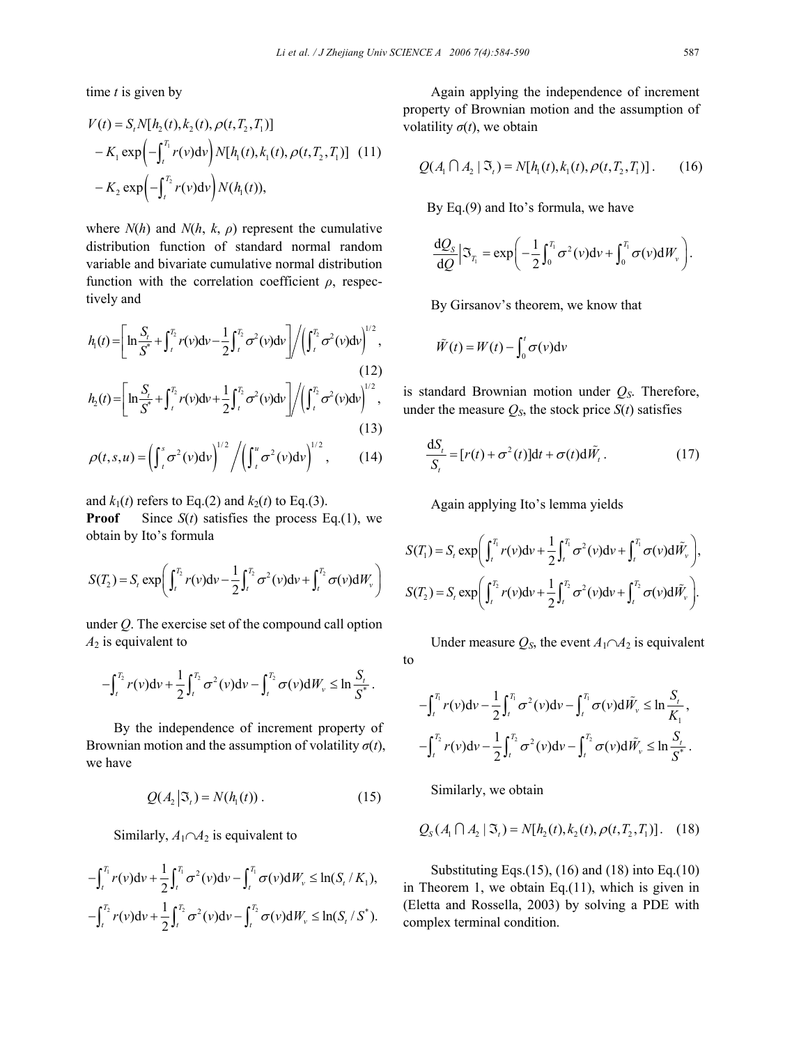time $t$ is given by

$$
\begin{aligned}
V(t) &= S_t N[h_2(t), k_2(t), \rho(t, T_2, T_1)] \\
&\quad - K_1 \exp\left(-\int_t^{T_1} r(v)\mathrm{d}v\right) N[h_1(t), k_1(t), \rho(t, T_2, T_1)] \\
&\quad - K_2 \exp\left(-\int_t^{T_2} r(v)\mathrm{d}v\right) N(h_1(t)),
\end{aligned}
\tag{11}
$$

where $N(h)$ and $N(h, k, \rho)$ represent the cumulative distribution function of standard normal random variable and bivariate cumulative normal distribution function with the correlation coefficient $\rho$, respectively and

$$
h_1(t) = \left[\ln\frac{S_t}{S^*} + \int_t^{T_2} r(v)\mathrm{d}v - \frac{1}{2}\int_t^{T_2} \sigma^2(v)\mathrm{d}v\right] \Bigg/ \left(\int_t^{T_2} \sigma^2(v)\mathrm{d}v\right)^{1/2}, \tag{12}
$$

$$
h_2(t) = \left[\ln\frac{S_t}{S^*} + \int_t^{T_2} r(v)\mathrm{d}v + \frac{1}{2}\int_t^{T_2} \sigma^2(v)\mathrm{d}v\right] \Bigg/ \left(\int_t^{T_2} \sigma^2(v)\mathrm{d}v\right)^{1/2}, \tag{13}
$$

$$
\rho(t, s, u) = \left(\int_t^{s} \sigma^2(v)\mathrm{d}v\right)^{1/2} \Bigg/ \left(\int_t^{u} \sigma^2(v)\mathrm{d}v\right)^{1/2}, \tag{14}
$$

and $k_1(t)$ refers to Eq.(2) and $k_2(t)$ to Eq.(3).

**Proof** Since $S(t)$ satisfies the process Eq.(1), we obtain by Ito's formula

$$
S(T_2) = S_t \exp\left(\int_t^{T_2} r(v)\mathrm{d}v - \frac{1}{2}\int_t^{T_2} \sigma^2(v)\mathrm{d}v + \int_t^{T_2} \sigma(v)\mathrm{d}W_v\right)
$$

under $Q$. The exercise set of the compound call option $A_2$ is equivalent to

$$
-\int_t^{T_2} r(v)\mathrm{d}v + \frac{1}{2}\int_t^{T_2} \sigma^2(v)\mathrm{d}v - \int_t^{T_2} \sigma(v)\mathrm{d}W_v \le \ln\frac{S_t}{S^*}.
$$

By the independence of increment property of Brownian motion and the assumption of volatility $\sigma(t)$, we have

$$
Q(A_2 \mid \Im_t) = N(h_1(t)). \tag{15}
$$

Similarly, $A_1 \cap A_2$ is equivalent to

$$
-\int_t^{T_1} r(v)\mathrm{d}v + \frac{1}{2}\int_t^{T_1} \sigma^2(v)\mathrm{d}v - \int_t^{T_1} \sigma(v)\mathrm{d}W_v \le \ln(S_t / K_1),
$$

$$
-\int_t^{T_2} r(v)\mathrm{d}v + \frac{1}{2}\int_t^{T_2} \sigma^2(v)\mathrm{d}v - \int_t^{T_2} \sigma(v)\mathrm{d}W_v \le \ln(S_t / S^*).
$$

Again applying the independence of increment property of Brownian motion and the assumption of volatility $\sigma(t)$, we obtain

$$
Q(A_1 \cap A_2 \mid \Im_t) = N[h_1(t), k_1(t), \rho(t, T_2, T_1)]. \tag{16}
$$

By Eq.(9) and Ito's formula, we have

$$
\frac{\mathrm{d}Q_S}{\mathrm{d}Q}\Big|\Im_{T_1} = \exp\left(-\frac{1}{2}\int_0^{T_1} \sigma^2(v)\mathrm{d}v + \int_0^{T_1} \sigma(v)\mathrm{d}W_v\right).
$$

By Girsanov's theorem, we know that

$$
\tilde{W}(t) = W(t) - \int_0^t \sigma(v)\mathrm{d}v
$$

is standard Brownian motion under $Q_S$. Therefore, under the measure $Q_S$, the stock price $S(t)$ satisfies

$$
\frac{\mathrm{d}S_t}{S_t} = [r(t) + \sigma^2(t)]\mathrm{d}t + \sigma(t)\mathrm{d}\tilde{W}_t. \tag{17}
$$

Again applying Ito's lemma yields

$$
S(T_1) = S_t \exp\left(\int_t^{T_1} r(v)\mathrm{d}v + \frac{1}{2}\int_t^{T_1} \sigma^2(v)\mathrm{d}v + \int_t^{T_1} \sigma(v)\mathrm{d}\tilde{W}_v\right),
$$

$$
S(T_2) = S_t \exp\left(\int_t^{T_2} r(v)\mathrm{d}v + \frac{1}{2}\int_t^{T_2} \sigma^2(v)\mathrm{d}v + \int_t^{T_2} \sigma(v)\mathrm{d}\tilde{W}_v\right).
$$

Under measure $Q_S$, the event $A_1 \cap A_2$ is equivalent to

$$
-\int_t^{T_1} r(v)\mathrm{d}v - \frac{1}{2}\int_t^{T_1} \sigma^2(v)\mathrm{d}v - \int_t^{T_1} \sigma(v)\mathrm{d}\tilde{W}_v \le \ln\frac{S_t}{K_1},
$$

$$
-\int_t^{T_2} r(v)\mathrm{d}v - \frac{1}{2}\int_t^{T_2} \sigma^2(v)\mathrm{d}v - \int_t^{T_2} \sigma(v)\mathrm{d}\tilde{W}_v \le \ln\frac{S_t}{S^*}.
$$

Similarly, we obtain

$$
Q_S(A_1 \cap A_2 \mid \Im_t) = N[h_2(t), k_2(t), \rho(t, T_2, T_1)]. \tag{18}
$$

Substituting Eqs.(15), (16) and (18) into Eq.(10) in Theorem 1, we obtain Eq.(11), which is given in (Eletta and Rossella, 2003) by solving a PDE with complex terminal condition.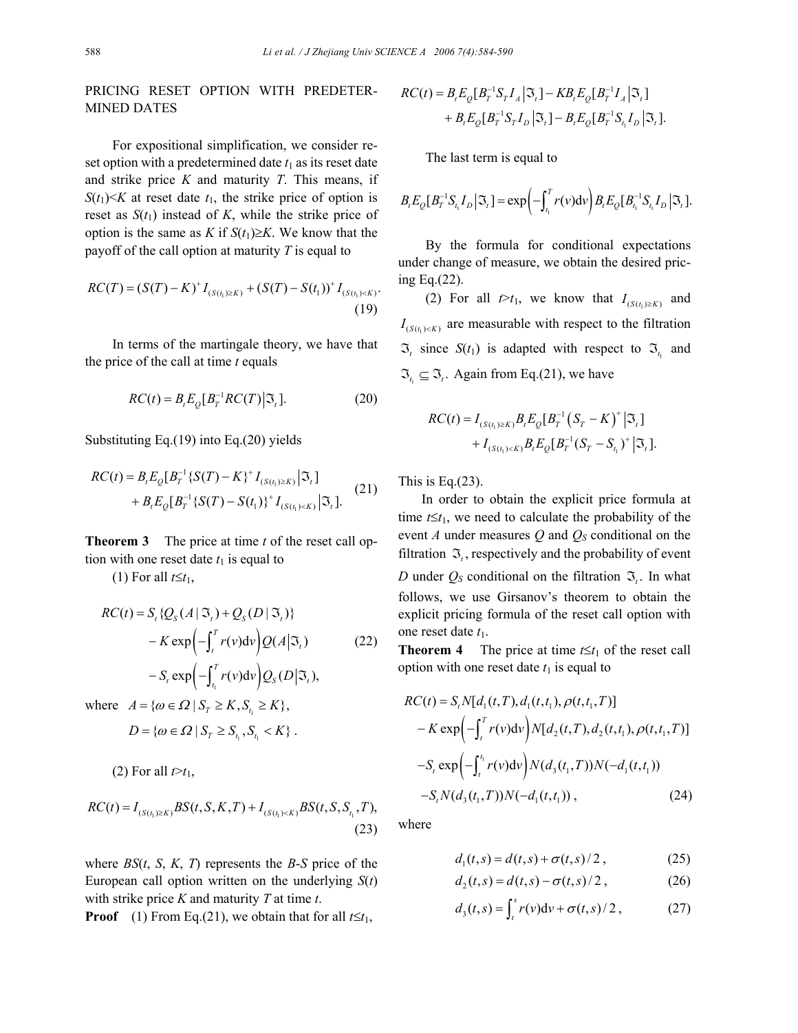## PRICING RESET OPTION WITH PREDETERMINED DATES

For expositional simplification, we consider reset option with a predetermined date $t_1$ as its reset date and strike price $K$ and maturity $T$. This means, if $S(t_1)<K$ at reset date $t_1$, the strike price of option is reset as $S(t_1)$ instead of $K$, while the strike price of option is the same as $K$ if $S(t_1)\geq K$. We know that the payoff of the call option at maturity $T$ is equal to

$$RC(T) = (S(T)-K)^{+} I_{(S(t_1)\geq K)} + (S(T)-S(t_1))^{+} I_{(S(t_1)<K)}. \tag{19}$$

In terms of the martingale theory, we have that the price of the call at time $t$ equals

$$RC(t) = B_t E_Q[B_T^{-1} RC(T) \,|\, \Im_t]. \tag{20}$$

Substituting Eq.(19) into Eq.(20) yields

$$\begin{aligned} RC(t) &= B_t E_Q[B_T^{-1}\{S(T)-K\}^{+} I_{(S(t_1)\geq K)} \,|\, \Im_t] \\ &\quad + B_t E_Q[B_T^{-1}\{S(T)-S(t_1)\}^{+} I_{(S(t_1)<K)} \,|\, \Im_t]. \end{aligned} \tag{21}$$

**Theorem 3** The price at time $t$ of the reset call option with one reset date $t_1$ is equal to

(1) For all $t\leq t_1$,

$$\begin{aligned} RC(t) &= S_t\{Q_S(A\,|\,\Im_t) + Q_S(D\,|\,\Im_t)\} \\ &\quad - K\exp\left(-\int_t^T r(v)\mathrm{d}v\right) Q(A\,|\,\Im_t) \\ &\quad - S_t \exp\left(-\int_{t_1}^T r(v)\mathrm{d}v\right) Q_S(D\,|\,\Im_t), \end{aligned} \tag{22}$$

where $A = \{\omega\in\Omega \,|\, S_T \geq K, S_{t_1}\geq K\}$,

$D = \{\omega\in\Omega \,|\, S_T \geq S_{t_1}, S_{t_1} < K\}$.

(2) For all $t>t_1$,

$$RC(t) = I_{(S(t_1)\geq K)} BS(t,S,K,T) + I_{(S(t_1)<K)} BS(t,S,S_{t_1},T), \tag{23}$$

where $BS(t, S, K, T)$ represents the $B$-$S$ price of the European call option written on the underlying $S(t)$ with strike price $K$ and maturity $T$ at time $t$.

**Proof** (1) From Eq.(21), we obtain that for all $t\leq t_1$,

$$\begin{aligned} RC(t) &= B_t E_Q[B_T^{-1} S_T I_A \,|\, \Im_t] - K B_t E_Q[B_T^{-1} I_A \,|\, \Im_t] \\ &\quad + B_t E_Q[B_T^{-1} S_T I_D \,|\, \Im_t] - B_t E_Q[B_T^{-1} S_{t_1} I_D \,|\, \Im_t]. \end{aligned}$$

The last term is equal to

$$B_t E_Q[B_T^{-1} S_{t_1} I_D \,|\, \Im_t] = \exp\left(-\int_{t_1}^T r(v)\mathrm{d}v\right) B_t E_Q[B_{t_1}^{-1} S_{t_1} I_D \,|\, \Im_t].$$

By the formula for conditional expectations under change of measure, we obtain the desired pricing Eq.(22).

(2) For all $t>t_1$, we know that $I_{(S(t_1)\geq K)}$ and $I_{(S(t_1)<K)}$ are measurable with respect to the filtration $\Im_t$ since $S(t_1)$ is adapted with respect to $\Im_{t_1}$ and $\Im_{t_1}\subseteq \Im_t$. Again from Eq.(21), we have

$$\begin{aligned} RC(t) &= I_{(S(t_1)\geq K)} B_t E_Q[B_T^{-1}\left(S_T - K\right)^{+} \,|\, \Im_t] \\ &\quad + I_{(S(t_1)<K)} B_t E_Q[B_T^{-1}(S_T - S_{t_1})^{+} \,|\, \Im_t]. \end{aligned}$$

This is Eq.(23).

In order to obtain the explicit price formula at time $t\leq t_1$, we need to calculate the probability of the event $A$ under measures $Q$ and $Q_S$ conditional on the filtration $\Im_t$, respectively and the probability of event $D$ under $Q_S$ conditional on the filtration $\Im_t$. In what follows, we use Girsanov's theorem to obtain the explicit pricing formula of the reset call option with one reset date $t_1$.

**Theorem 4** The price at time $t\leq t_1$ of the reset call option with one reset date $t_1$ is equal to

$$\begin{aligned} RC(t) &= S_t N[d_1(t,T), d_1(t,t_1), \rho(t,t_1,T)] \\ &\quad - K\exp\left(-\int_t^T r(v)\mathrm{d}v\right) N[d_2(t,T), d_2(t,t_1), \rho(t,t_1,T)] \\ &\quad - S_t \exp\left(-\int_t^{t_1} r(v)\mathrm{d}v\right) N(d_3(t_1,T)) N(-d_1(t,t_1)) \\ &\quad - S_t N(d_3(t_1,T)) N(-d_1(t,t_1)), \end{aligned} \tag{24}$$

where

$$d_1(t,s) = d(t,s) + \sigma(t,s)/2, \tag{25}$$

$$d_2(t,s) = d(t,s) - \sigma(t,s)/2, \tag{26}$$

$$d_3(t,s) = \int_t^s r(v)\mathrm{d}v + \sigma(t,s)/2, \tag{27}$$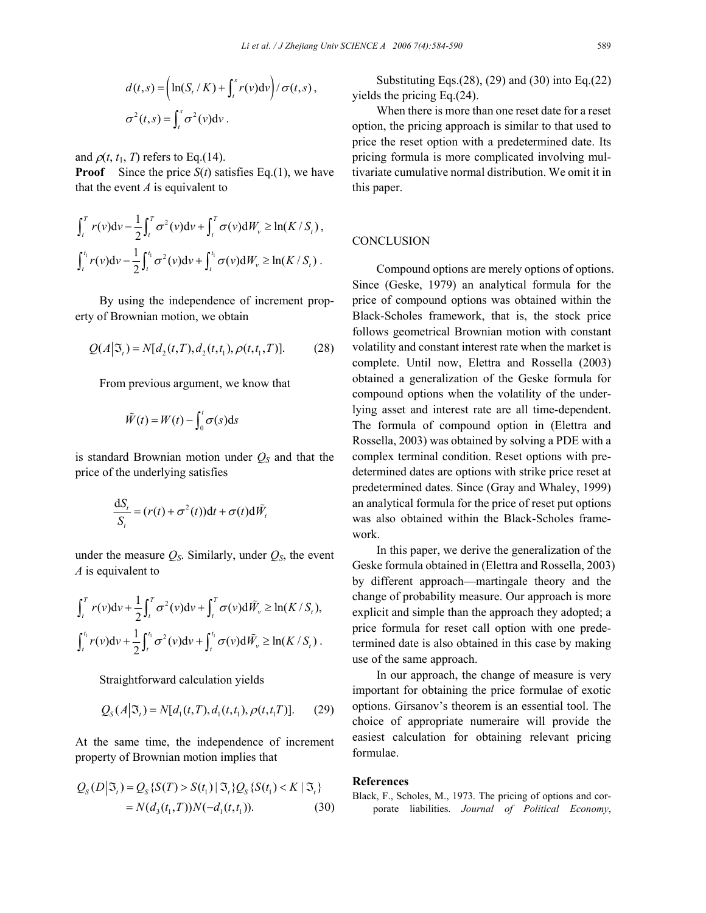$$d(t,s) = \left(\ln(S_t / K) + \int_t^s r(v)\mathrm{d}v\right) / \sigma(t,s),$$

$$\sigma^2(t,s) = \int_t^s \sigma^2(v)\mathrm{d}v.$$

and $\rho(t, t_1, T)$ refers to Eq.(14).

**Proof** Since the price $S(t)$ satisfies Eq.(1), we have that the event $A$ is equivalent to

$$\int_t^T r(v)\mathrm{d}v - \frac{1}{2}\int_t^T \sigma^2(v)\mathrm{d}v + \int_t^T \sigma(v)\mathrm{d}W_v \geq \ln(K / S_t),$$

$$\int_t^{t_1} r(v)\mathrm{d}v - \frac{1}{2}\int_t^{t_1} \sigma^2(v)\mathrm{d}v + \int_t^{t_1} \sigma(v)\mathrm{d}W_v \geq \ln(K / S_t).$$

By using the independence of increment property of Brownian motion, we obtain

$$Q(A|\Im_t) = N[d_2(t,T), d_2(t,t_1), \rho(t,t_1,T)]. \tag{28}$$

From previous argument, we know that

$$\tilde{W}(t) = W(t) - \int_0^t \sigma(s)\mathrm{d}s$$

is standard Brownian motion under $Q_S$ and that the price of the underlying satisfies

$$\frac{\mathrm{d}S_t}{S_t} = (r(t) + \sigma^2(t))\mathrm{d}t + \sigma(t)\mathrm{d}\tilde{W}_t$$

under the measure $Q_S$. Similarly, under $Q_S$, the event $A$ is equivalent to

$$\int_t^T r(v)\mathrm{d}v + \frac{1}{2}\int_t^T \sigma^2(v)\mathrm{d}v + \int_t^T \sigma(v)\mathrm{d}\tilde{W}_v \geq \ln(K / S_t),$$

$$\int_t^{t_1} r(v)\mathrm{d}v + \frac{1}{2}\int_t^{t_1} \sigma^2(v)\mathrm{d}v + \int_t^{t_1} \sigma(v)\mathrm{d}\tilde{W}_v \geq \ln(K / S_t).$$

Straightforward calculation yields

$$Q_S(A|\Im_t) = N[d_1(t,T), d_1(t,t_1), \rho(t,t_1T)]. \tag{29}$$

At the same time, the independence of increment property of Brownian motion implies that

$$\begin{aligned} Q_S(D|\Im_t) &= Q_S\{S(T) > S(t_1) \mid \Im_t\} Q_S\{S(t_1) < K \mid \Im_t\} \\ &= N(d_3(t_1,T))N(-d_1(t,t_1)). \end{aligned} \tag{30}$$

Substituting Eqs.(28), (29) and (30) into Eq.(22) yields the pricing Eq.(24).

When there is more than one reset date for a reset option, the pricing approach is similar to that used to price the reset option with a predetermined date. Its pricing formula is more complicated involving multivariate cumulative normal distribution. We omit it in this paper.

## CONCLUSION

Compound options are merely options of options. Since (Geske, 1979) an analytical formula for the price of compound options was obtained within the Black-Scholes framework, that is, the stock price follows geometrical Brownian motion with constant volatility and constant interest rate when the market is complete. Until now, Elettra and Rossella (2003) obtained a generalization of the Geske formula for compound options when the volatility of the underlying asset and interest rate are all time-dependent. The formula of compound option in (Elettra and Rossella, 2003) was obtained by solving a PDE with a complex terminal condition. Reset options with predetermined dates are options with strike price reset at predetermined dates. Since (Gray and Whaley, 1999) an analytical formula for the price of reset put options was also obtained within the Black-Scholes framework.

In this paper, we derive the generalization of the Geske formula obtained in (Elettra and Rossella, 2003) by different approach—martingale theory and the change of probability measure. Our approach is more explicit and simple than the approach they adopted; a price formula for reset call option with one predetermined date is also obtained in this case by making use of the same approach.

In our approach, the change of measure is very important for obtaining the price formulae of exotic options. Girsanov's theorem is an essential tool. The choice of appropriate numeraire will provide the easiest calculation for obtaining relevant pricing formulae.

**References**

Black, F., Scholes, M., 1973. The pricing of options and corporate liabilities. *Journal of Political Economy*,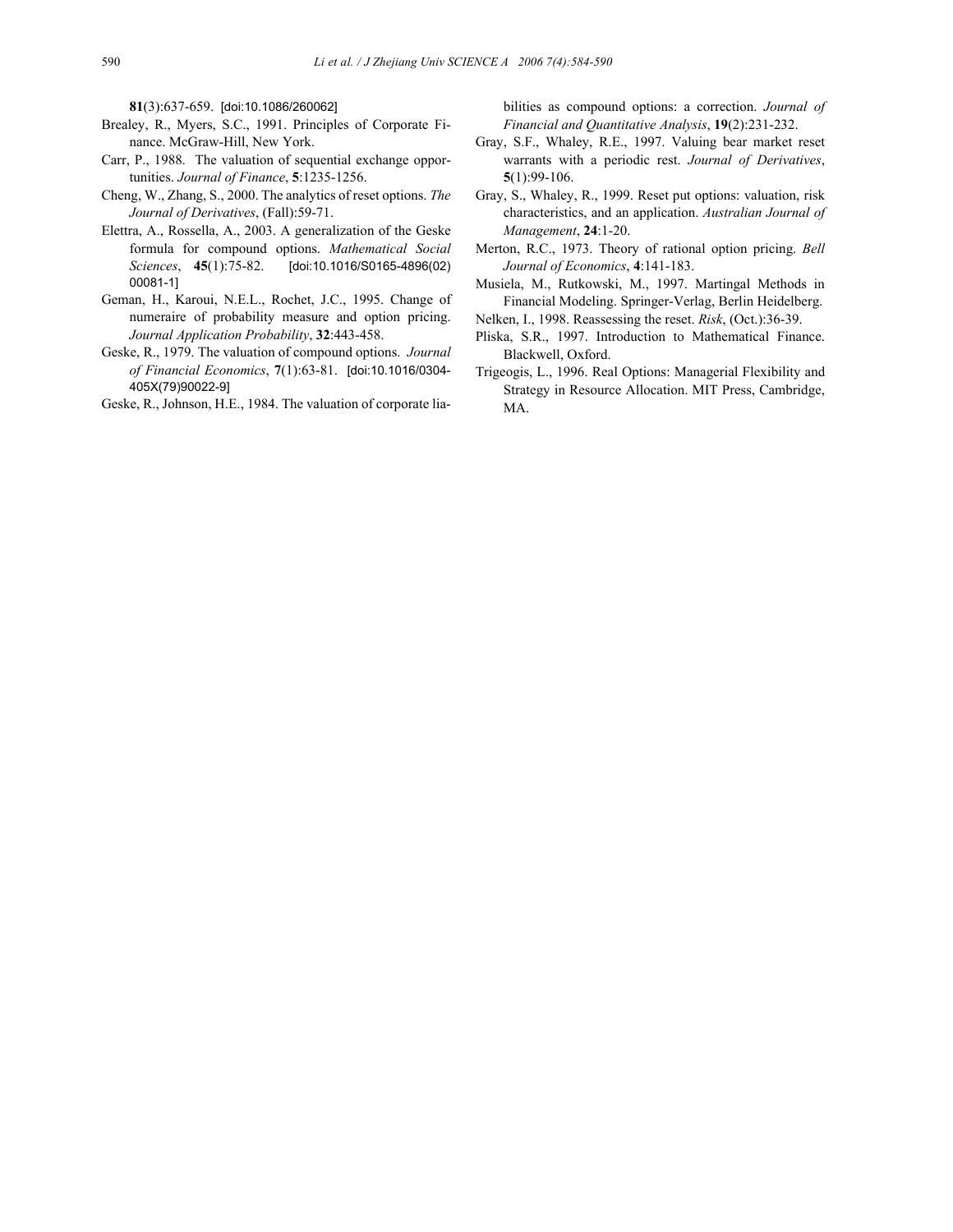**81**(3):637-659. [doi:10.1086/260062]

Brealey, R., Myers, S.C., 1991. Principles of Corporate Finance. McGraw-Hill, New York.

Carr, P., 1988. The valuation of sequential exchange opportunities. *Journal of Finance*, **5**:1235-1256.

Cheng, W., Zhang, S., 2000. The analytics of reset options. *The Journal of Derivatives*, (Fall):59-71.

Elettra, A., Rossella, A., 2003. A generalization of the Geske formula for compound options. *Mathematical Social Sciences*, **45**(1):75-82. [doi:10.1016/S0165-4896(02)00081-1]

Geman, H., Karoui, N.E.L., Rochet, J.C., 1995. Change of numeraire of probability measure and option pricing. *Journal Application Probability*, **32**:443-458.

Geske, R., 1979. The valuation of compound options. *Journal of Financial Economics*, **7**(1):63-81. [doi:10.1016/0304-405X(79)90022-9]

Geske, R., Johnson, H.E., 1984. The valuation of corporate liabilities as compound options: a correction. *Journal of Financial and Quantitative Analysis*, **19**(2):231-232.

Gray, S.F., Whaley, R.E., 1997. Valuing bear market reset warrants with a periodic rest. *Journal of Derivatives*, **5**(1):99-106.

Gray, S., Whaley, R., 1999. Reset put options: valuation, risk characteristics, and an application. *Australian Journal of Management*, **24**:1-20.

Merton, R.C., 1973. Theory of rational option pricing. *Bell Journal of Economics*, **4**:141-183.

Musiela, M., Rutkowski, M., 1997. Martingal Methods in Financial Modeling. Springer-Verlag, Berlin Heidelberg.

Nelken, I., 1998. Reassessing the reset. *Risk*, (Oct.):36-39.

Pliska, S.R., 1997. Introduction to Mathematical Finance. Blackwell, Oxford.

Trigeogis, L., 1996. Real Options: Managerial Flexibility and Strategy in Resource Allocation. MIT Press, Cambridge, MA.